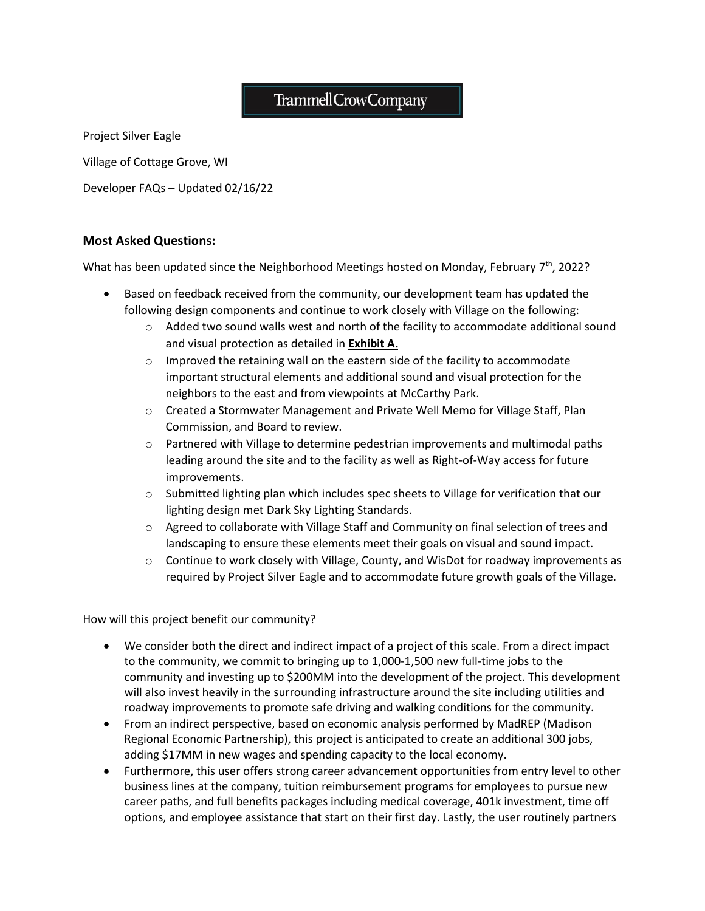Trammell Crow Company

Project Silver Eagle

Village of Cottage Grove, WI

Developer FAQs – Updated 02/16/22

## Most Asked Questions:

What has been updated since the Neighborhood Meetings hosted on Monday, February 7th, 2022?

- Based on feedback received from the community, our development team has updated the following design components and continue to work closely with Village on the following:
  - Added two sound walls west and north of the facility to accommodate additional sound and visual protection as detailed in **Exhibit A.**
  - Improved the retaining wall on the eastern side of the facility to accommodate important structural elements and additional sound and visual protection for the neighbors to the east and from viewpoints at McCarthy Park.
  - Created a Stormwater Management and Private Well Memo for Village Staff, Plan Commission, and Board to review.
  - Partnered with Village to determine pedestrian improvements and multimodal paths leading around the site and to the facility as well as Right-of-Way access for future improvements.
  - Submitted lighting plan which includes spec sheets to Village for verification that our lighting design met Dark Sky Lighting Standards.
  - Agreed to collaborate with Village Staff and Community on final selection of trees and landscaping to ensure these elements meet their goals on visual and sound impact.
  - Continue to work closely with Village, County, and WisDot for roadway improvements as required by Project Silver Eagle and to accommodate future growth goals of the Village.

How will this project benefit our community?

- We consider both the direct and indirect impact of a project of this scale. From a direct impact to the community, we commit to bringing up to 1,000-1,500 new full-time jobs to the community and investing up to $200MM into the development of the project. This development will also invest heavily in the surrounding infrastructure around the site including utilities and roadway improvements to promote safe driving and walking conditions for the community.
- From an indirect perspective, based on economic analysis performed by MadREP (Madison Regional Economic Partnership), this project is anticipated to create an additional 300 jobs, adding $17MM in new wages and spending capacity to the local economy.
- Furthermore, this user offers strong career advancement opportunities from entry level to other business lines at the company, tuition reimbursement programs for employees to pursue new career paths, and full benefits packages including medical coverage, 401k investment, time off options, and employee assistance that start on their first day. Lastly, the user routinely partners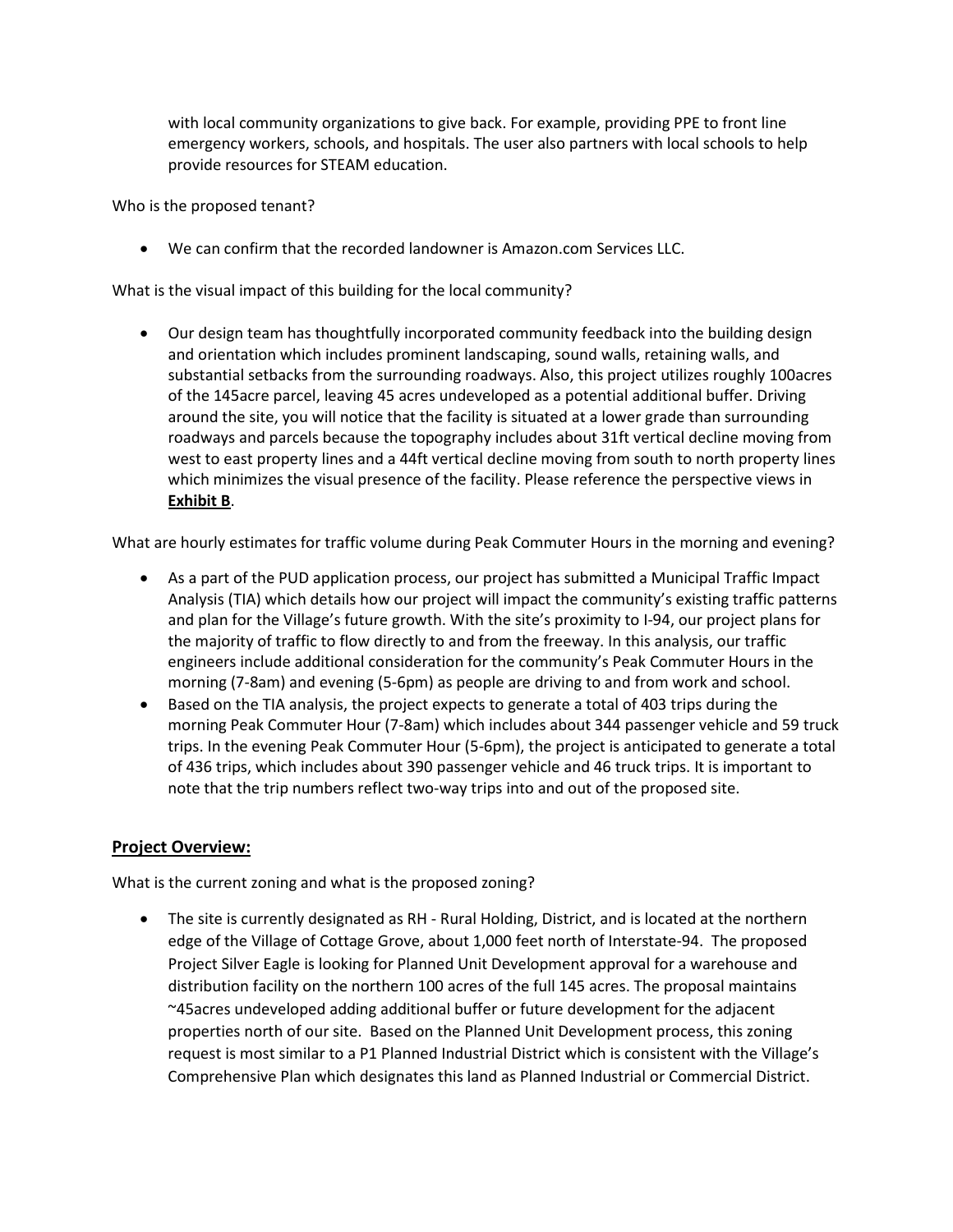with local community organizations to give back. For example, providing PPE to front line emergency workers, schools, and hospitals. The user also partners with local schools to help provide resources for STEAM education.

Who is the proposed tenant?

- We can confirm that the recorded landowner is Amazon.com Services LLC.

What is the visual impact of this building for the local community?

- Our design team has thoughtfully incorporated community feedback into the building design and orientation which includes prominent landscaping, sound walls, retaining walls, and substantial setbacks from the surrounding roadways. Also, this project utilizes roughly 100acres of the 145acre parcel, leaving 45 acres undeveloped as a potential additional buffer. Driving around the site, you will notice that the facility is situated at a lower grade than surrounding roadways and parcels because the topography includes about 31ft vertical decline moving from west to east property lines and a 44ft vertical decline moving from south to north property lines which minimizes the visual presence of the facility. Please reference the perspective views in **Exhibit B**.

What are hourly estimates for traffic volume during Peak Commuter Hours in the morning and evening?

- As a part of the PUD application process, our project has submitted a Municipal Traffic Impact Analysis (TIA) which details how our project will impact the community's existing traffic patterns and plan for the Village's future growth. With the site's proximity to I-94, our project plans for the majority of traffic to flow directly to and from the freeway. In this analysis, our traffic engineers include additional consideration for the community's Peak Commuter Hours in the morning (7-8am) and evening (5-6pm) as people are driving to and from work and school.
- Based on the TIA analysis, the project expects to generate a total of 403 trips during the morning Peak Commuter Hour (7-8am) which includes about 344 passenger vehicle and 59 truck trips. In the evening Peak Commuter Hour (5-6pm), the project is anticipated to generate a total of 436 trips, which includes about 390 passenger vehicle and 46 truck trips. It is important to note that the trip numbers reflect two-way trips into and out of the proposed site.

## Project Overview:

What is the current zoning and what is the proposed zoning?

- The site is currently designated as RH - Rural Holding, District, and is located at the northern edge of the Village of Cottage Grove, about 1,000 feet north of Interstate-94. The proposed Project Silver Eagle is looking for Planned Unit Development approval for a warehouse and distribution facility on the northern 100 acres of the full 145 acres. The proposal maintains ~45acres undeveloped adding additional buffer or future development for the adjacent properties north of our site. Based on the Planned Unit Development process, this zoning request is most similar to a P1 Planned Industrial District which is consistent with the Village's Comprehensive Plan which designates this land as Planned Industrial or Commercial District.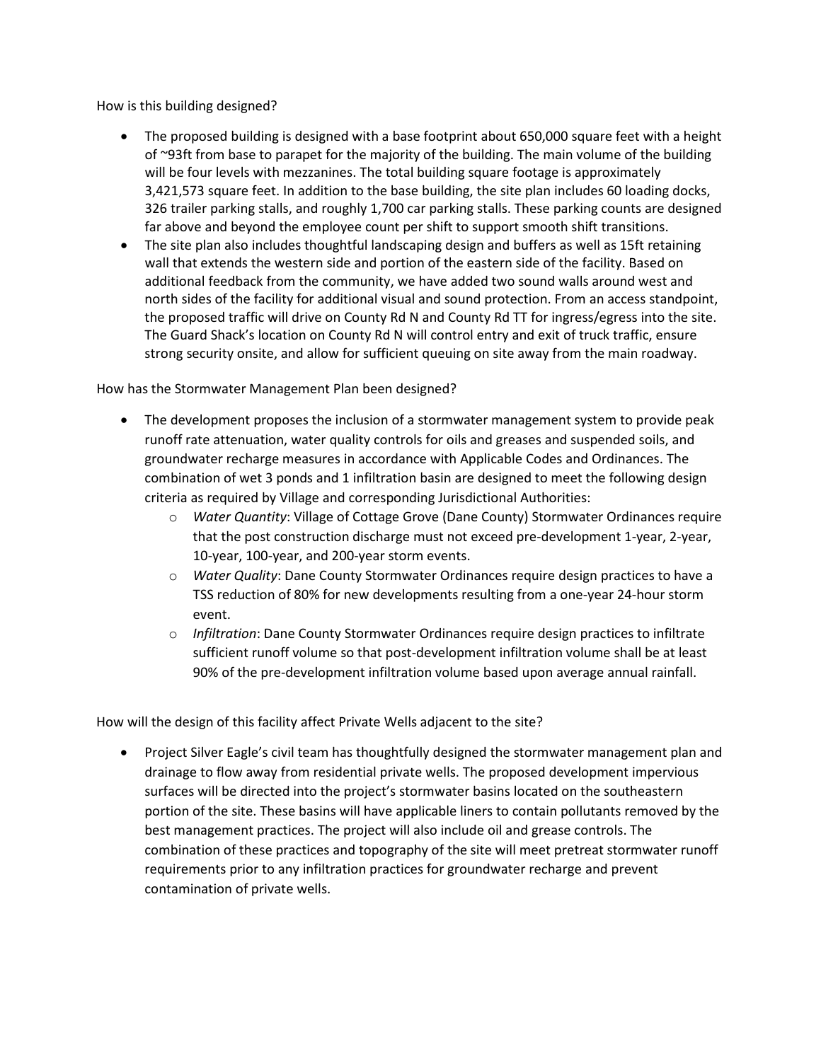How is this building designed?

- The proposed building is designed with a base footprint about 650,000 square feet with a height of ~93ft from base to parapet for the majority of the building. The main volume of the building will be four levels with mezzanines. The total building square footage is approximately 3,421,573 square feet. In addition to the base building, the site plan includes 60 loading docks, 326 trailer parking stalls, and roughly 1,700 car parking stalls. These parking counts are designed far above and beyond the employee count per shift to support smooth shift transitions.
- The site plan also includes thoughtful landscaping design and buffers as well as 15ft retaining wall that extends the western side and portion of the eastern side of the facility. Based on additional feedback from the community, we have added two sound walls around west and north sides of the facility for additional visual and sound protection. From an access standpoint, the proposed traffic will drive on County Rd N and County Rd TT for ingress/egress into the site. The Guard Shack's location on County Rd N will control entry and exit of truck traffic, ensure strong security onsite, and allow for sufficient queuing on site away from the main roadway.

How has the Stormwater Management Plan been designed?

- The development proposes the inclusion of a stormwater management system to provide peak runoff rate attenuation, water quality controls for oils and greases and suspended soils, and groundwater recharge measures in accordance with Applicable Codes and Ordinances. The combination of wet 3 ponds and 1 infiltration basin are designed to meet the following design criteria as required by Village and corresponding Jurisdictional Authorities:
  - *Water Quantity*: Village of Cottage Grove (Dane County) Stormwater Ordinances require that the post construction discharge must not exceed pre-development 1-year, 2-year, 10-year, 100-year, and 200-year storm events.
  - *Water Quality*: Dane County Stormwater Ordinances require design practices to have a TSS reduction of 80% for new developments resulting from a one-year 24-hour storm event.
  - *Infiltration*: Dane County Stormwater Ordinances require design practices to infiltrate sufficient runoff volume so that post-development infiltration volume shall be at least 90% of the pre-development infiltration volume based upon average annual rainfall.

How will the design of this facility affect Private Wells adjacent to the site?

- Project Silver Eagle's civil team has thoughtfully designed the stormwater management plan and drainage to flow away from residential private wells. The proposed development impervious surfaces will be directed into the project's stormwater basins located on the southeastern portion of the site. These basins will have applicable liners to contain pollutants removed by the best management practices. The project will also include oil and grease controls. The combination of these practices and topography of the site will meet pretreat stormwater runoff requirements prior to any infiltration practices for groundwater recharge and prevent contamination of private wells.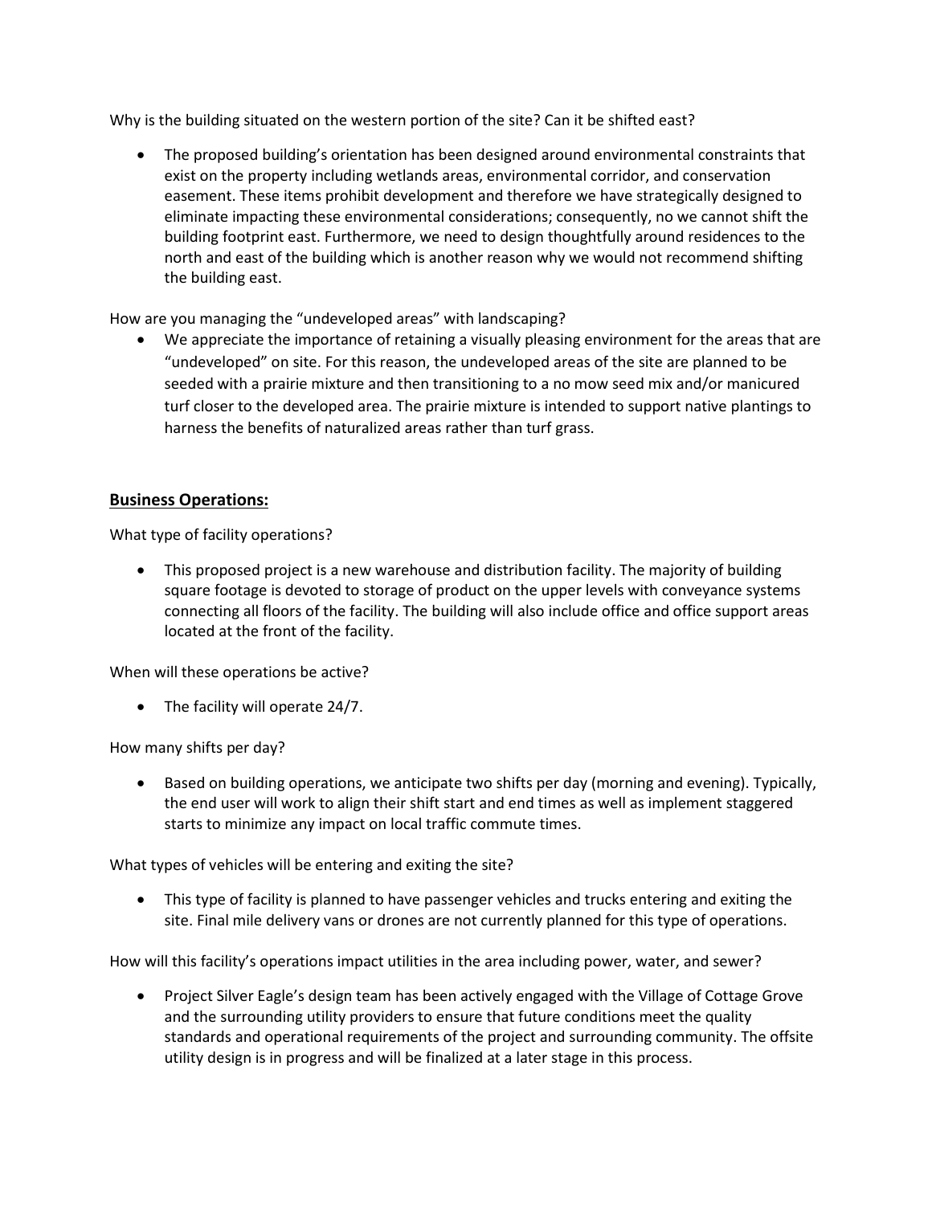Why is the building situated on the western portion of the site? Can it be shifted east?

- The proposed building's orientation has been designed around environmental constraints that exist on the property including wetlands areas, environmental corridor, and conservation easement. These items prohibit development and therefore we have strategically designed to eliminate impacting these environmental considerations; consequently, no we cannot shift the building footprint east. Furthermore, we need to design thoughtfully around residences to the north and east of the building which is another reason why we would not recommend shifting the building east.

How are you managing the "undeveloped areas" with landscaping?

- We appreciate the importance of retaining a visually pleasing environment for the areas that are "undeveloped" on site. For this reason, the undeveloped areas of the site are planned to be seeded with a prairie mixture and then transitioning to a no mow seed mix and/or manicured turf closer to the developed area. The prairie mixture is intended to support native plantings to harness the benefits of naturalized areas rather than turf grass.

## Business Operations:

What type of facility operations?

- This proposed project is a new warehouse and distribution facility. The majority of building square footage is devoted to storage of product on the upper levels with conveyance systems connecting all floors of the facility. The building will also include office and office support areas located at the front of the facility.

When will these operations be active?

- The facility will operate 24/7.

How many shifts per day?

- Based on building operations, we anticipate two shifts per day (morning and evening). Typically, the end user will work to align their shift start and end times as well as implement staggered starts to minimize any impact on local traffic commute times.

What types of vehicles will be entering and exiting the site?

- This type of facility is planned to have passenger vehicles and trucks entering and exiting the site. Final mile delivery vans or drones are not currently planned for this type of operations.

How will this facility's operations impact utilities in the area including power, water, and sewer?

- Project Silver Eagle's design team has been actively engaged with the Village of Cottage Grove and the surrounding utility providers to ensure that future conditions meet the quality standards and operational requirements of the project and surrounding community. The offsite utility design is in progress and will be finalized at a later stage in this process.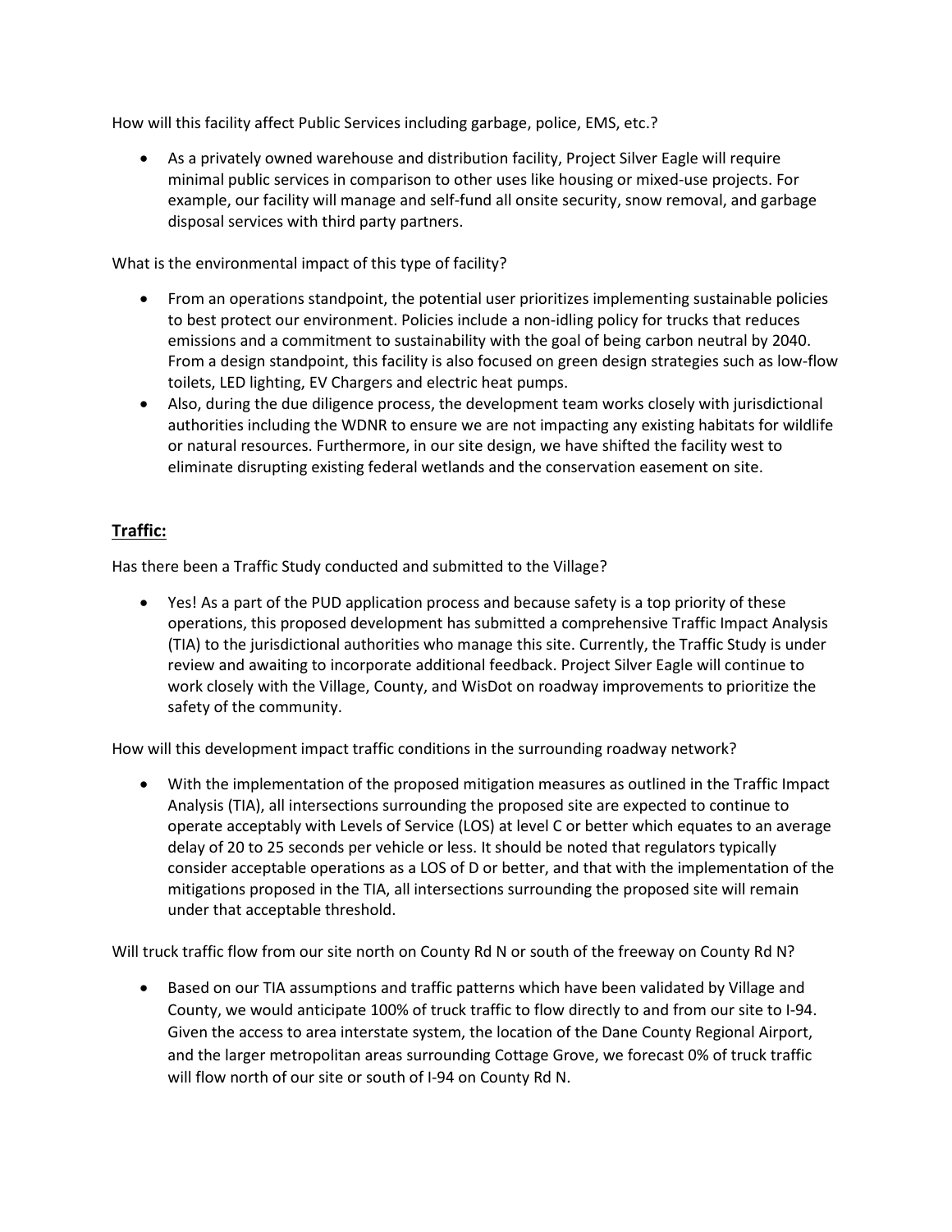How will this facility affect Public Services including garbage, police, EMS, etc.?

- As a privately owned warehouse and distribution facility, Project Silver Eagle will require minimal public services in comparison to other uses like housing or mixed-use projects. For example, our facility will manage and self-fund all onsite security, snow removal, and garbage disposal services with third party partners.

What is the environmental impact of this type of facility?

- From an operations standpoint, the potential user prioritizes implementing sustainable policies to best protect our environment. Policies include a non-idling policy for trucks that reduces emissions and a commitment to sustainability with the goal of being carbon neutral by 2040. From a design standpoint, this facility is also focused on green design strategies such as low-flow toilets, LED lighting, EV Chargers and electric heat pumps.
- Also, during the due diligence process, the development team works closely with jurisdictional authorities including the WDNR to ensure we are not impacting any existing habitats for wildlife or natural resources. Furthermore, in our site design, we have shifted the facility west to eliminate disrupting existing federal wetlands and the conservation easement on site.

## **Traffic:**

Has there been a Traffic Study conducted and submitted to the Village?

- Yes! As a part of the PUD application process and because safety is a top priority of these operations, this proposed development has submitted a comprehensive Traffic Impact Analysis (TIA) to the jurisdictional authorities who manage this site. Currently, the Traffic Study is under review and awaiting to incorporate additional feedback. Project Silver Eagle will continue to work closely with the Village, County, and WisDot on roadway improvements to prioritize the safety of the community.

How will this development impact traffic conditions in the surrounding roadway network?

- With the implementation of the proposed mitigation measures as outlined in the Traffic Impact Analysis (TIA), all intersections surrounding the proposed site are expected to continue to operate acceptably with Levels of Service (LOS) at level C or better which equates to an average delay of 20 to 25 seconds per vehicle or less. It should be noted that regulators typically consider acceptable operations as a LOS of D or better, and that with the implementation of the mitigations proposed in the TIA, all intersections surrounding the proposed site will remain under that acceptable threshold.

Will truck traffic flow from our site north on County Rd N or south of the freeway on County Rd N?

- Based on our TIA assumptions and traffic patterns which have been validated by Village and County, we would anticipate 100% of truck traffic to flow directly to and from our site to I-94. Given the access to area interstate system, the location of the Dane County Regional Airport, and the larger metropolitan areas surrounding Cottage Grove, we forecast 0% of truck traffic will flow north of our site or south of I-94 on County Rd N.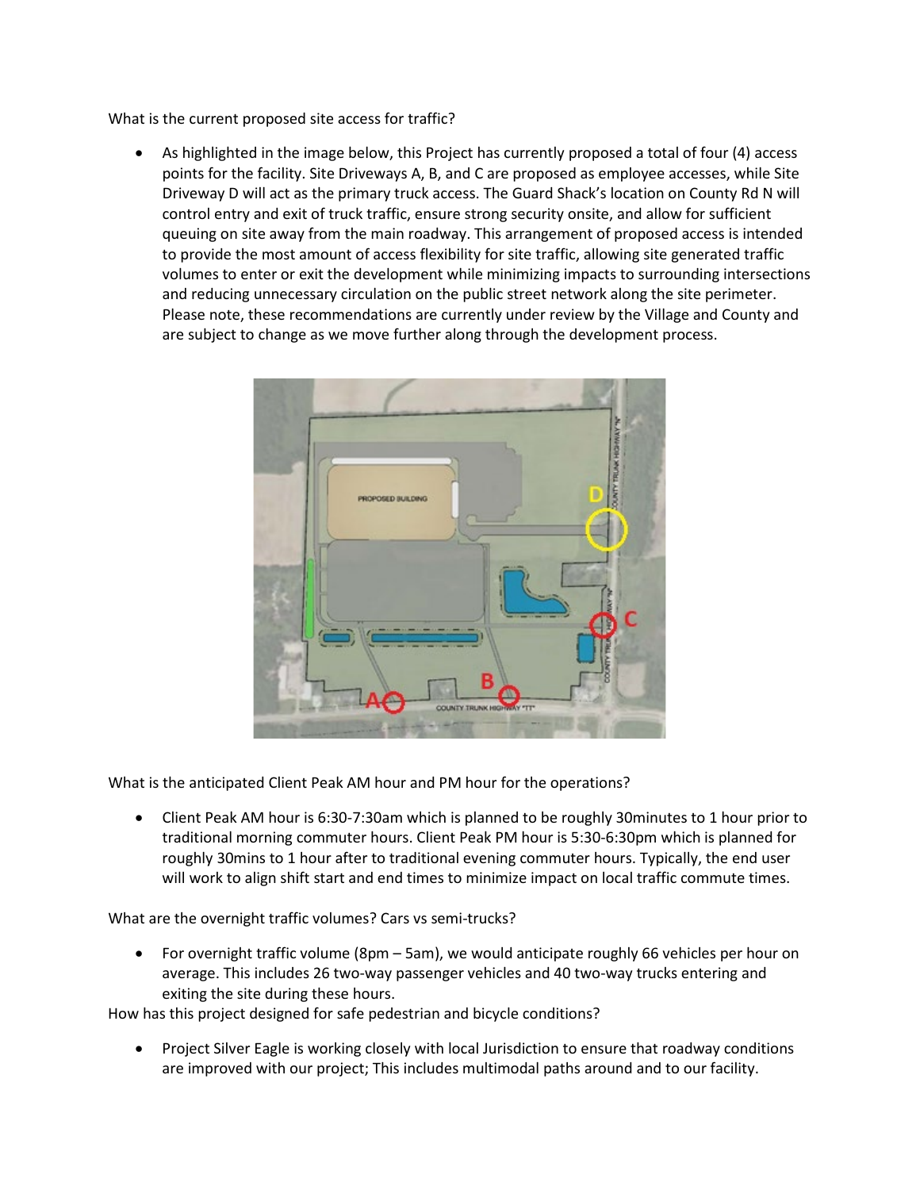What is the current proposed site access for traffic?

- As highlighted in the image below, this Project has currently proposed a total of four (4) access points for the facility. Site Driveways A, B, and C are proposed as employee accesses, while Site Driveway D will act as the primary truck access. The Guard Shack's location on County Rd N will control entry and exit of truck traffic, ensure strong security onsite, and allow for sufficient queuing on site away from the main roadway. This arrangement of proposed access is intended to provide the most amount of access flexibility for site traffic, allowing site generated traffic volumes to enter or exit the development while minimizing impacts to surrounding intersections and reducing unnecessary circulation on the public street network along the site perimeter. Please note, these recommendations are currently under review by the Village and County and are subject to change as we move further along through the development process.

What is the anticipated Client Peak AM hour and PM hour for the operations?

- Client Peak AM hour is 6:30-7:30am which is planned to be roughly 30minutes to 1 hour prior to traditional morning commuter hours. Client Peak PM hour is 5:30-6:30pm which is planned for roughly 30mins to 1 hour after to traditional evening commuter hours. Typically, the end user will work to align shift start and end times to minimize impact on local traffic commute times.

What are the overnight traffic volumes? Cars vs semi-trucks?

- For overnight traffic volume (8pm – 5am), we would anticipate roughly 66 vehicles per hour on average. This includes 26 two-way passenger vehicles and 40 two-way trucks entering and exiting the site during these hours.

How has this project designed for safe pedestrian and bicycle conditions?

- Project Silver Eagle is working closely with local Jurisdiction to ensure that roadway conditions are improved with our project; This includes multimodal paths around and to our facility.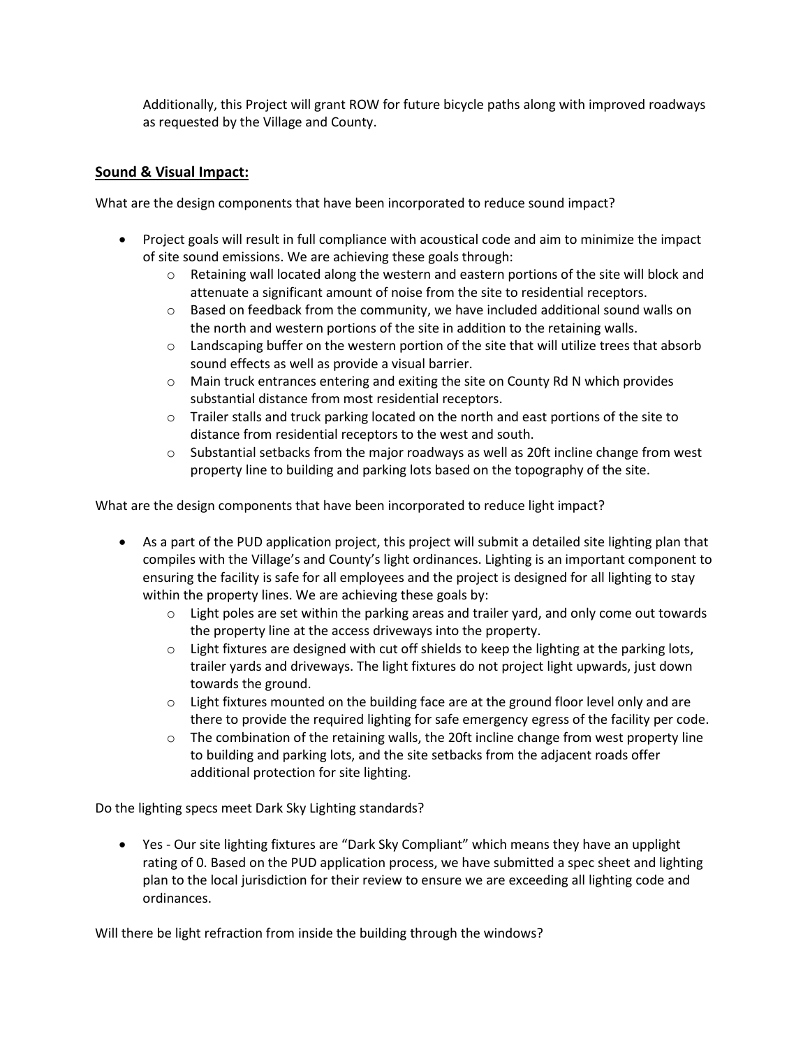Additionally, this Project will grant ROW for future bicycle paths along with improved roadways as requested by the Village and County.

## <u>Sound & Visual Impact:</u>

What are the design components that have been incorporated to reduce sound impact?

- Project goals will result in full compliance with acoustical code and aim to minimize the impact of site sound emissions. We are achieving these goals through:
  - Retaining wall located along the western and eastern portions of the site will block and attenuate a significant amount of noise from the site to residential receptors.
  - Based on feedback from the community, we have included additional sound walls on the north and western portions of the site in addition to the retaining walls.
  - Landscaping buffer on the western portion of the site that will utilize trees that absorb sound effects as well as provide a visual barrier.
  - Main truck entrances entering and exiting the site on County Rd N which provides substantial distance from most residential receptors.
  - Trailer stalls and truck parking located on the north and east portions of the site to distance from residential receptors to the west and south.
  - Substantial setbacks from the major roadways as well as 20ft incline change from west property line to building and parking lots based on the topography of the site.

What are the design components that have been incorporated to reduce light impact?

- As a part of the PUD application project, this project will submit a detailed site lighting plan that compiles with the Village's and County's light ordinances. Lighting is an important component to ensuring the facility is safe for all employees and the project is designed for all lighting to stay within the property lines. We are achieving these goals by:
  - Light poles are set within the parking areas and trailer yard, and only come out towards the property line at the access driveways into the property.
  - Light fixtures are designed with cut off shields to keep the lighting at the parking lots, trailer yards and driveways. The light fixtures do not project light upwards, just down towards the ground.
  - Light fixtures mounted on the building face are at the ground floor level only and are there to provide the required lighting for safe emergency egress of the facility per code.
  - The combination of the retaining walls, the 20ft incline change from west property line to building and parking lots, and the site setbacks from the adjacent roads offer additional protection for site lighting.

Do the lighting specs meet Dark Sky Lighting standards?

- Yes - Our site lighting fixtures are "Dark Sky Compliant" which means they have an upplight rating of 0. Based on the PUD application process, we have submitted a spec sheet and lighting plan to the local jurisdiction for their review to ensure we are exceeding all lighting code and ordinances.

Will there be light refraction from inside the building through the windows?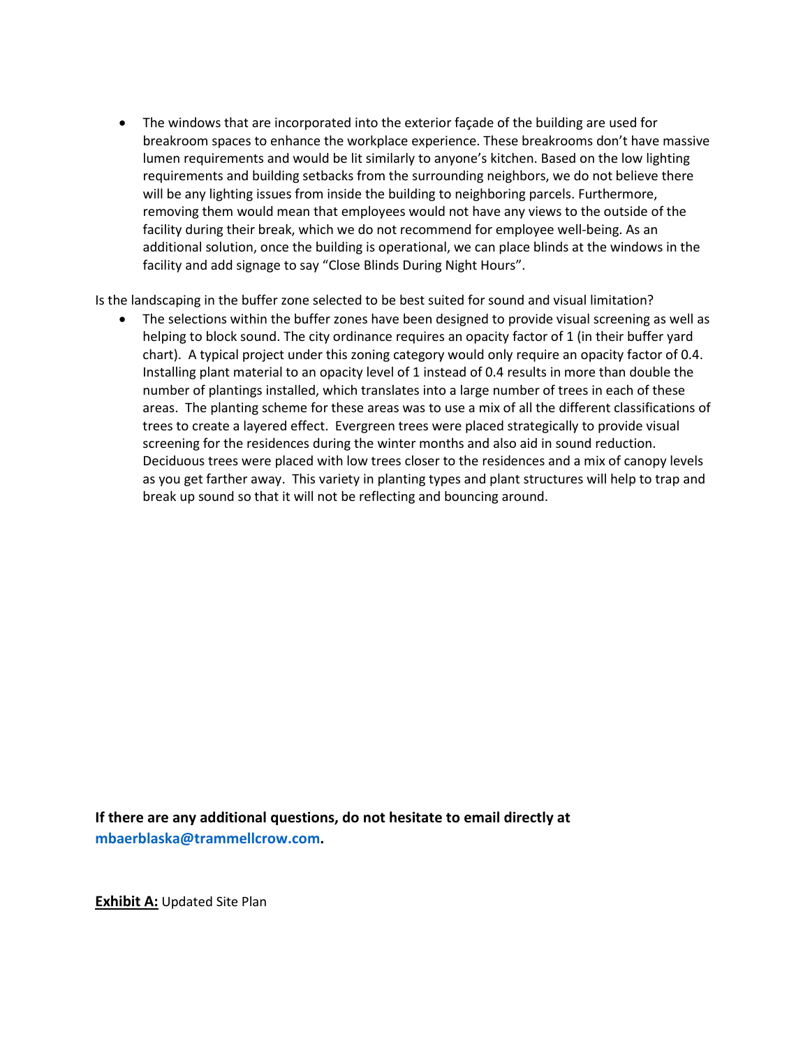- The windows that are incorporated into the exterior façade of the building are used for breakroom spaces to enhance the workplace experience. These breakrooms don't have massive lumen requirements and would be lit similarly to anyone's kitchen. Based on the low lighting requirements and building setbacks from the surrounding neighbors, we do not believe there will be any lighting issues from inside the building to neighboring parcels. Furthermore, removing them would mean that employees would not have any views to the outside of the facility during their break, which we do not recommend for employee well-being. As an additional solution, once the building is operational, we can place blinds at the windows in the facility and add signage to say "Close Blinds During Night Hours".

Is the landscaping in the buffer zone selected to be best suited for sound and visual limitation?

- The selections within the buffer zones have been designed to provide visual screening as well as helping to block sound. The city ordinance requires an opacity factor of 1 (in their buffer yard chart). A typical project under this zoning category would only require an opacity factor of 0.4. Installing plant material to an opacity level of 1 instead of 0.4 results in more than double the number of plantings installed, which translates into a large number of trees in each of these areas. The planting scheme for these areas was to use a mix of all the different classifications of trees to create a layered effect. Evergreen trees were placed strategically to provide visual screening for the residences during the winter months and also aid in sound reduction. Deciduous trees were placed with low trees closer to the residences and a mix of canopy levels as you get farther away. This variety in planting types and plant structures will help to trap and break up sound so that it will not be reflecting and bouncing around.

**If there are any additional questions, do not hesitate to email directly at mbaerblaska@trammellcrow.com.**

**Exhibit A:** Updated Site Plan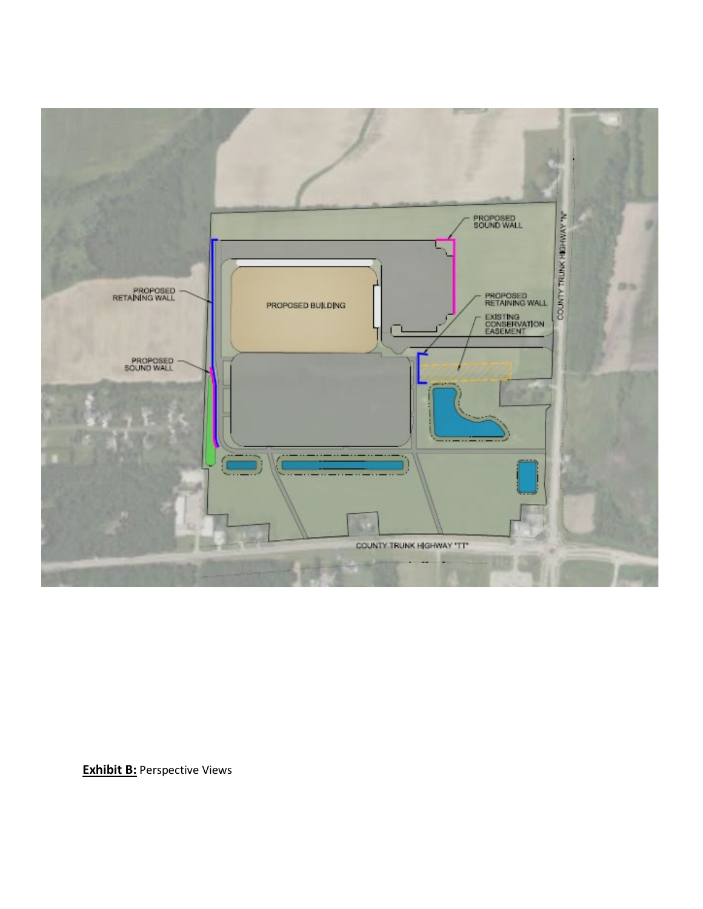PROPOSED SOUND WALL

PROPOSED RETAINING WALL

PROPOSED BUILDING

PROPOSED RETAINING WALL

EXISTING CONSERVATION EASEMENT

PROPOSED SOUND WALL

COUNTY TRUNK HIGHWAY "N"

COUNTY TRUNK HIGHWAY "TT"

**Exhibit B:** Perspective Views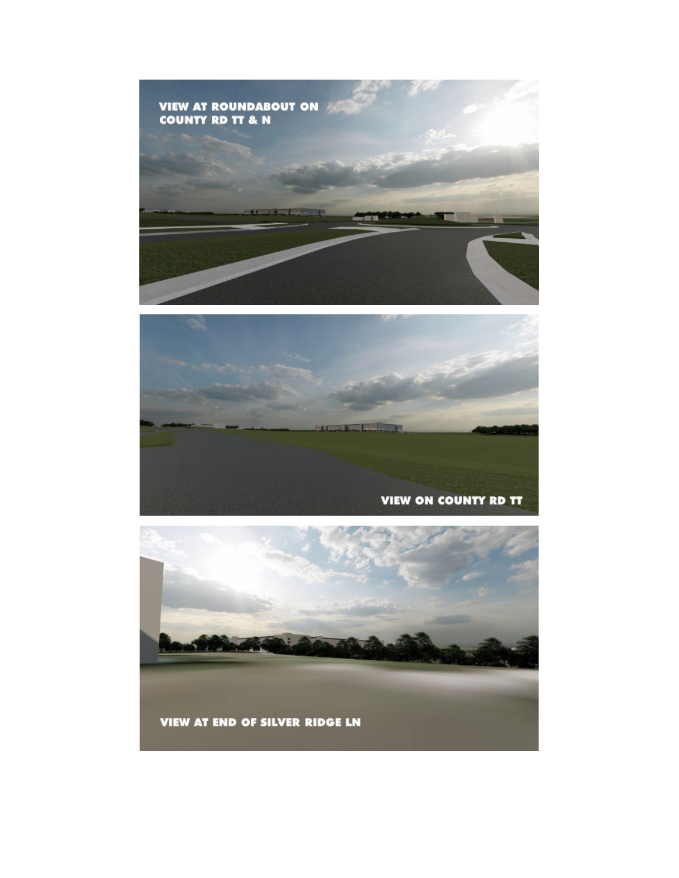VIEW AT ROUNDABOUT ON COUNTY RD TT & N

VIEW ON COUNTY RD TT

VIEW AT END OF SILVER RIDGE LN